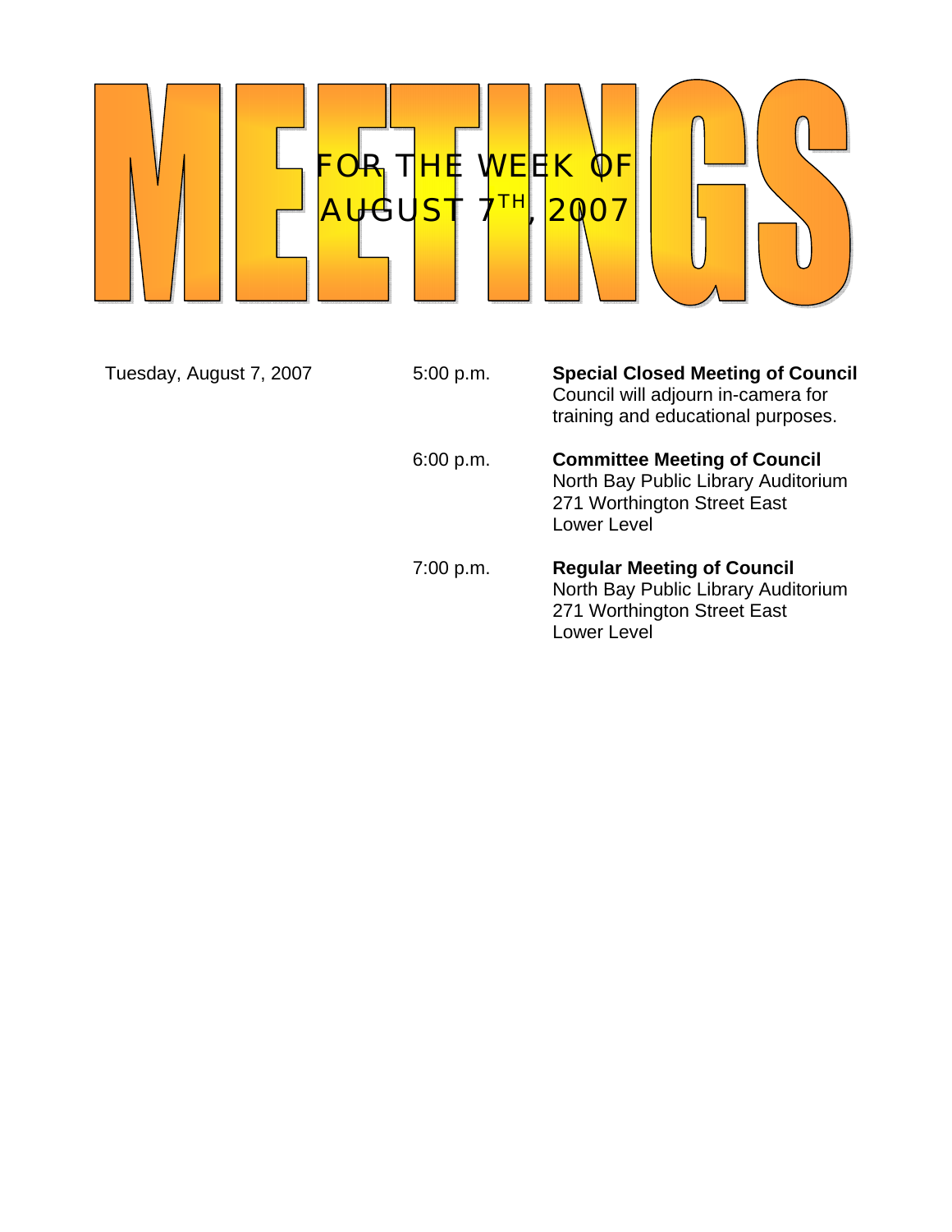# MEETINGS

## FOR THE WEEK OF AUGUST 7TH, 2007

| | | |
|---|---|---|
| Tuesday, August 7, 2007 | 5:00 p.m. | **Special Closed Meeting of Council**<br>Council will adjourn in-camera for training and educational purposes. |
| | 6:00 p.m. | **Committee Meeting of Council**<br>North Bay Public Library Auditorium<br>271 Worthington Street East<br>Lower Level |
| | 7:00 p.m. | **Regular Meeting of Council**<br>North Bay Public Library Auditorium<br>271 Worthington Street East<br>Lower Level |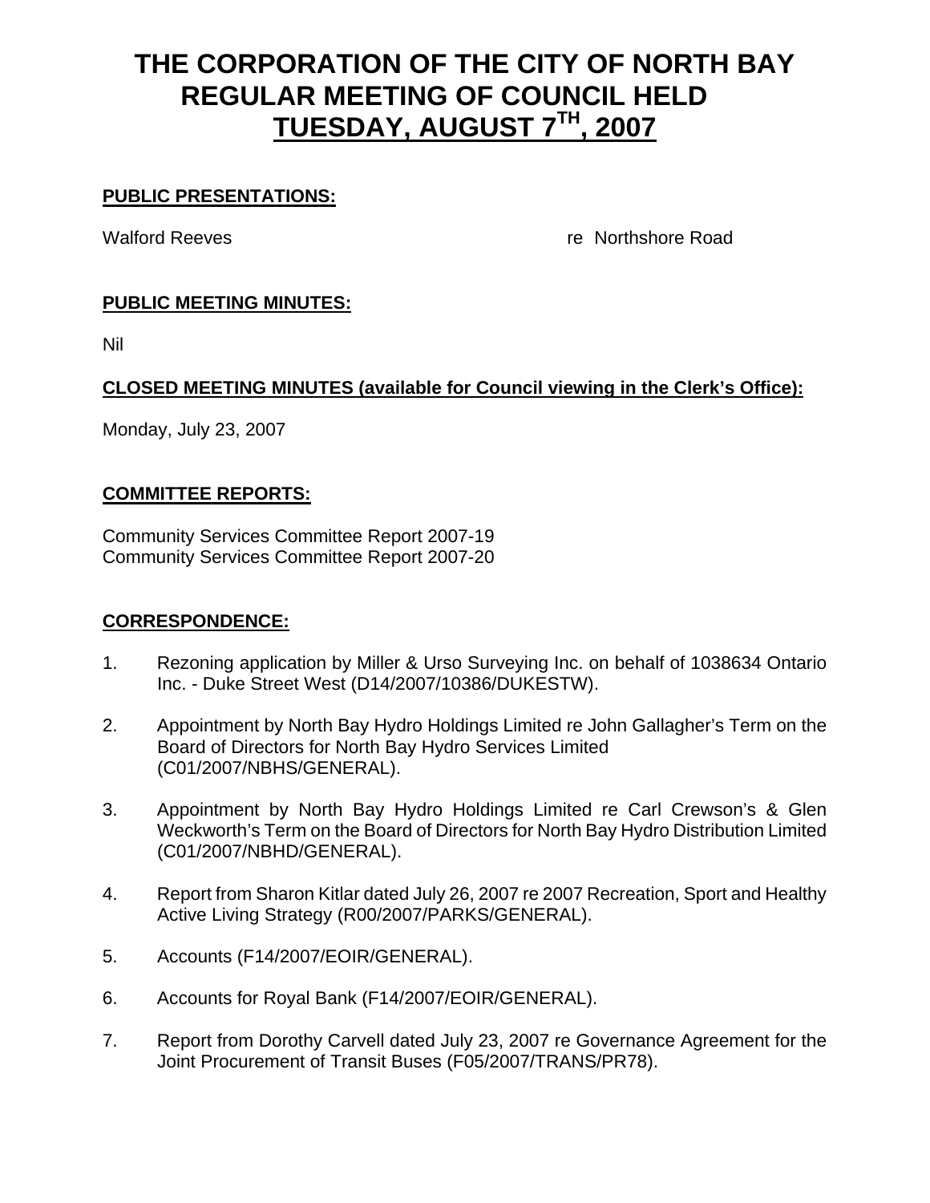# THE CORPORATION OF THE CITY OF NORTH BAY REGULAR MEETING OF COUNCIL HELD TUESDAY, AUGUST 7TH, 2007

**PUBLIC PRESENTATIONS:**

Walford Reeves re Northshore Road

**PUBLIC MEETING MINUTES:**

Nil

**CLOSED MEETING MINUTES (available for Council viewing in the Clerk's Office):**

Monday, July 23, 2007

**COMMITTEE REPORTS:**

Community Services Committee Report 2007-19
Community Services Committee Report 2007-20

**CORRESPONDENCE:**

1. Rezoning application by Miller & Urso Surveying Inc. on behalf of 1038634 Ontario Inc. - Duke Street West (D14/2007/10386/DUKESTW).

2. Appointment by North Bay Hydro Holdings Limited re John Gallagher's Term on the Board of Directors for North Bay Hydro Services Limited (C01/2007/NBHS/GENERAL).

3. Appointment by North Bay Hydro Holdings Limited re Carl Crewson's & Glen Weckworth's Term on the Board of Directors for North Bay Hydro Distribution Limited (C01/2007/NBHD/GENERAL).

4. Report from Sharon Kitlar dated July 26, 2007 re 2007 Recreation, Sport and Healthy Active Living Strategy (R00/2007/PARKS/GENERAL).

5. Accounts (F14/2007/EOIR/GENERAL).

6. Accounts for Royal Bank (F14/2007/EOIR/GENERAL).

7. Report from Dorothy Carvell dated July 23, 2007 re Governance Agreement for the Joint Procurement of Transit Buses (F05/2007/TRANS/PR78).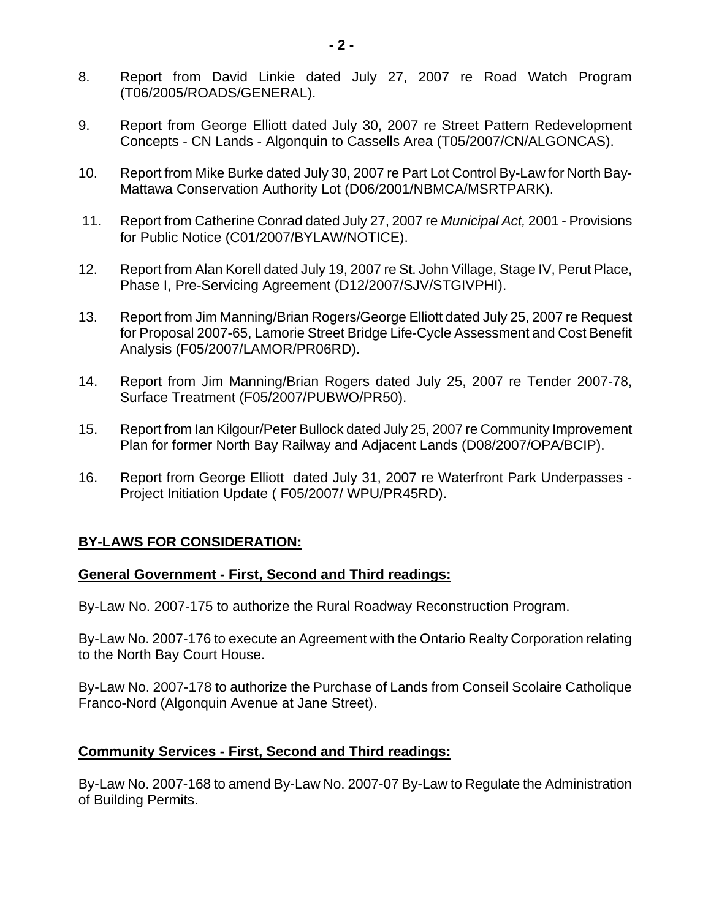8. Report from David Linkie dated July 27, 2007 re Road Watch Program (T06/2005/ROADS/GENERAL).

9. Report from George Elliott dated July 30, 2007 re Street Pattern Redevelopment Concepts - CN Lands - Algonquin to Cassells Area (T05/2007/CN/ALGONCAS).

10. Report from Mike Burke dated July 30, 2007 re Part Lot Control By-Law for North Bay-Mattawa Conservation Authority Lot (D06/2001/NBMCA/MSRTPARK).

11. Report from Catherine Conrad dated July 27, 2007 re *Municipal Act,* 2001 - Provisions for Public Notice (C01/2007/BYLAW/NOTICE).

12. Report from Alan Korell dated July 19, 2007 re St. John Village, Stage IV, Perut Place, Phase I, Pre-Servicing Agreement (D12/2007/SJV/STGIVPHI).

13. Report from Jim Manning/Brian Rogers/George Elliott dated July 25, 2007 re Request for Proposal 2007-65, Lamorie Street Bridge Life-Cycle Assessment and Cost Benefit Analysis (F05/2007/LAMOR/PR06RD).

14. Report from Jim Manning/Brian Rogers dated July 25, 2007 re Tender 2007-78, Surface Treatment (F05/2007/PUBWO/PR50).

15. Report from Ian Kilgour/Peter Bullock dated July 25, 2007 re Community Improvement Plan for former North Bay Railway and Adjacent Lands (D08/2007/OPA/BCIP).

16. Report from George Elliott dated July 31, 2007 re Waterfront Park Underpasses - Project Initiation Update ( F05/2007/ WPU/PR45RD).

**BY-LAWS FOR CONSIDERATION:**

**General Government - First, Second and Third readings:**

By-Law No. 2007-175 to authorize the Rural Roadway Reconstruction Program.

By-Law No. 2007-176 to execute an Agreement with the Ontario Realty Corporation relating to the North Bay Court House.

By-Law No. 2007-178 to authorize the Purchase of Lands from Conseil Scolaire Catholique Franco-Nord (Algonquin Avenue at Jane Street).

**Community Services - First, Second and Third readings:**

By-Law No. 2007-168 to amend By-Law No. 2007-07 By-Law to Regulate the Administration of Building Permits.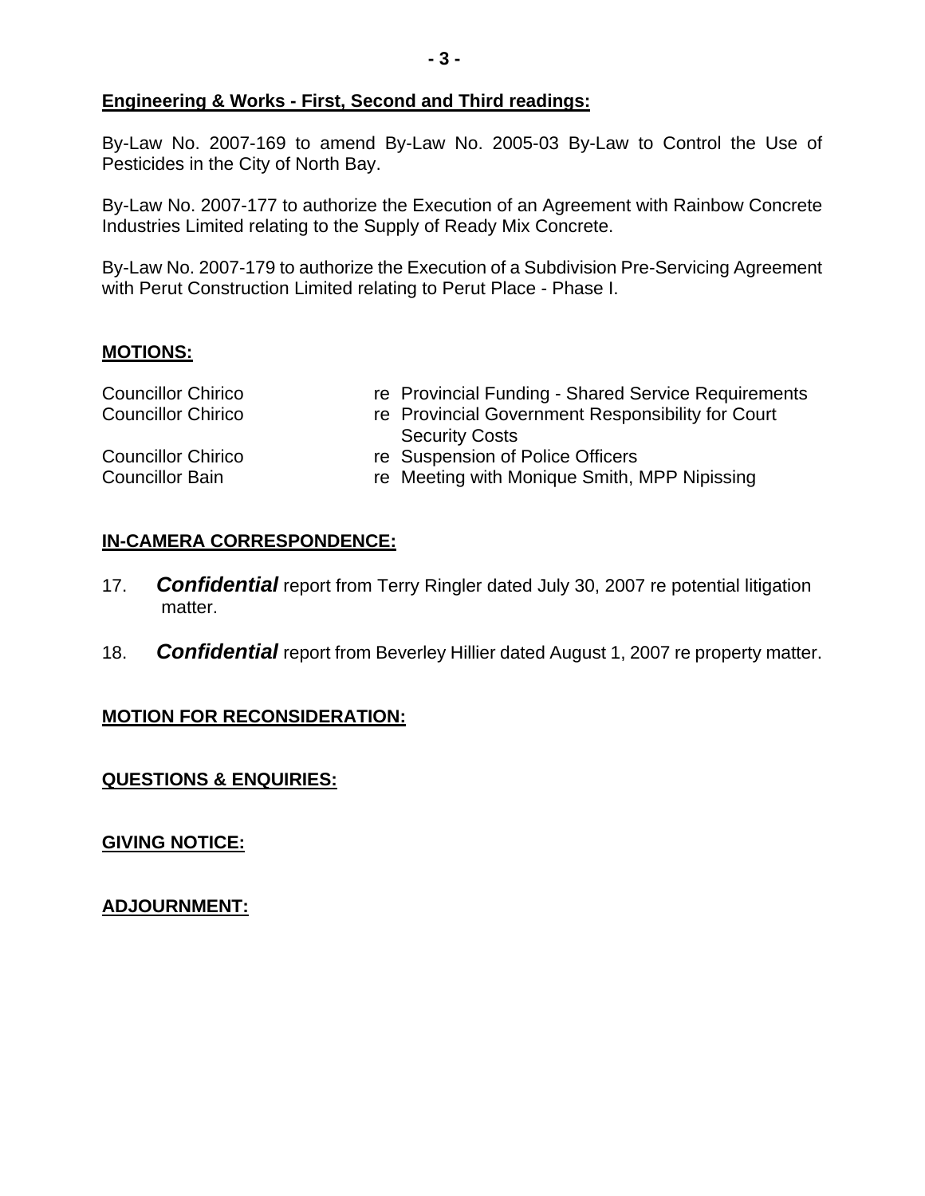**Engineering & Works - First, Second and Third readings:**

By-Law No. 2007-169 to amend By-Law No. 2005-03 By-Law to Control the Use of Pesticides in the City of North Bay.

By-Law No. 2007-177 to authorize the Execution of an Agreement with Rainbow Concrete Industries Limited relating to the Supply of Ready Mix Concrete.

By-Law No. 2007-179 to authorize the Execution of a Subdivision Pre-Servicing Agreement with Perut Construction Limited relating to Perut Place - Phase I.

**MOTIONS:**

| | |
|---|---|
| Councillor Chirico | re Provincial Funding - Shared Service Requirements |
| Councillor Chirico | re Provincial Government Responsibility for Court Security Costs |
| Councillor Chirico | re Suspension of Police Officers |
| Councillor Bain | re Meeting with Monique Smith, MPP Nipissing |

**IN-CAMERA CORRESPONDENCE:**

17. ***Confidential*** report from Terry Ringler dated July 30, 2007 re potential litigation matter.

18. ***Confidential*** report from Beverley Hillier dated August 1, 2007 re property matter.

**MOTION FOR RECONSIDERATION:**

**QUESTIONS & ENQUIRIES:**

**GIVING NOTICE:**

**ADJOURNMENT:**